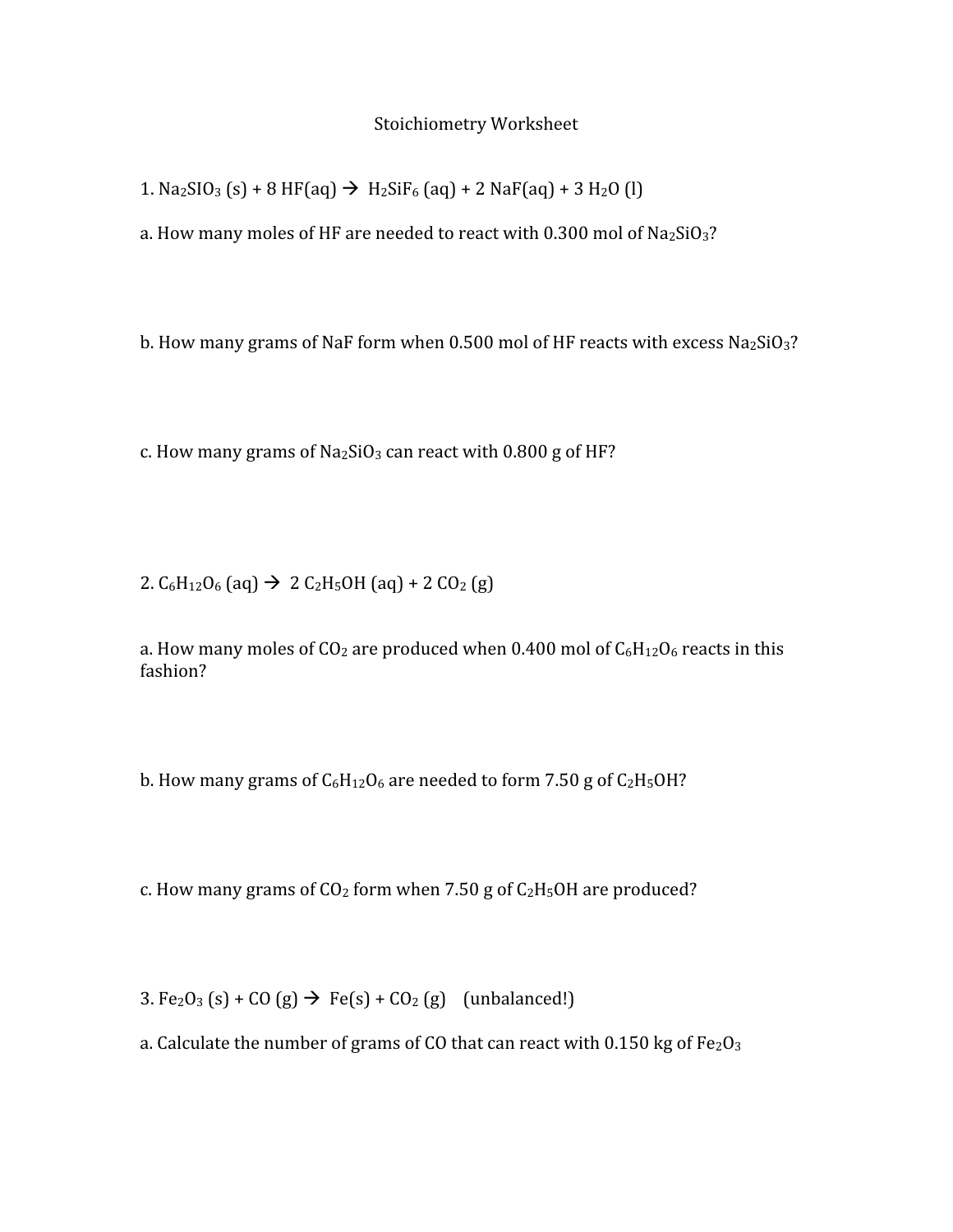# Stoichiometry Worksheet

1. $Na_2SIO_3$ (s) + 8 HF(aq) → $H_2SiF_6$ (aq) + 2 NaF(aq) + 3 $H_2O$ (l)

a. How many moles of HF are needed to react with 0.300 mol of $Na_2SiO_3$?

b. How many grams of NaF form when 0.500 mol of HF reacts with excess $Na_2SiO_3$?

c. How many grams of $Na_2SiO_3$ can react with 0.800 g of HF?

2. $C_6H_{12}O_6$ (aq) → 2 $C_2H_5OH$ (aq) + 2 $CO_2$ (g)

a. How many moles of $CO_2$ are produced when 0.400 mol of $C_6H_{12}O_6$ reacts in this fashion?

b. How many grams of $C_6H_{12}O_6$ are needed to form 7.50 g of $C_2H_5OH$?

c. How many grams of $CO_2$ form when 7.50 g of $C_2H_5OH$ are produced?

3. $Fe_2O_3$ (s) + CO (g) → Fe(s) + $CO_2$ (g) (unbalanced!)

a. Calculate the number of grams of CO that can react with 0.150 kg of $Fe_2O_3$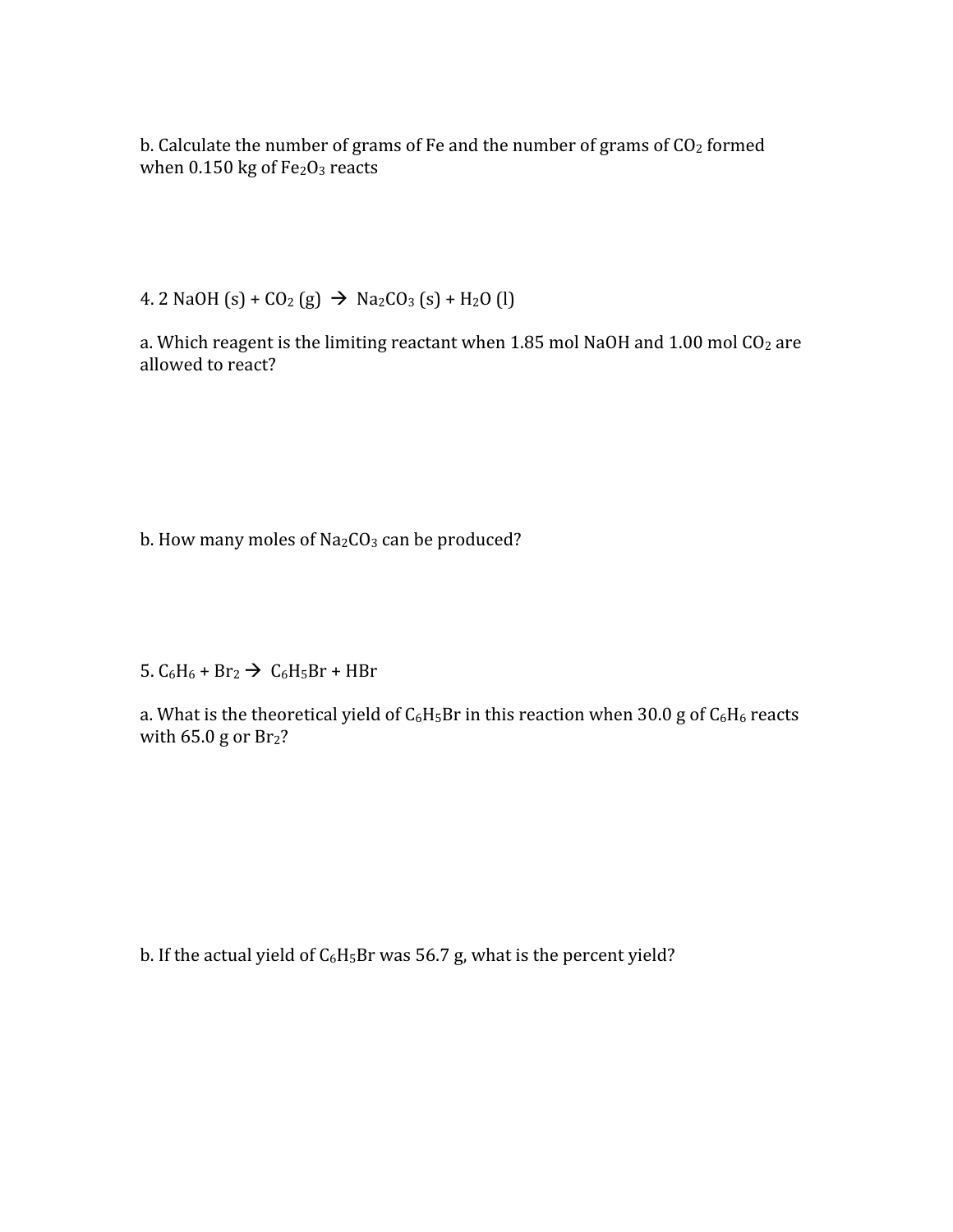b. Calculate the number of grams of Fe and the number of grams of $CO_2$ formed when 0.150 kg of $Fe_2O_3$ reacts

4. $2\ NaOH\ (s) + CO_2\ (g) \rightarrow Na_2CO_3\ (s) + H_2O\ (l)$

a. Which reagent is the limiting reactant when 1.85 mol NaOH and 1.00 mol $CO_2$ are allowed to react?

b. How many moles of $Na_2CO_3$ can be produced?

5. $C_6H_6 + Br_2 \rightarrow C_6H_5Br + HBr$

a. What is the theoretical yield of $C_6H_5Br$ in this reaction when 30.0 g of $C_6H_6$ reacts with 65.0 g or $Br_2$?

b. If the actual yield of $C_6H_5Br$ was 56.7 g, what is the percent yield?